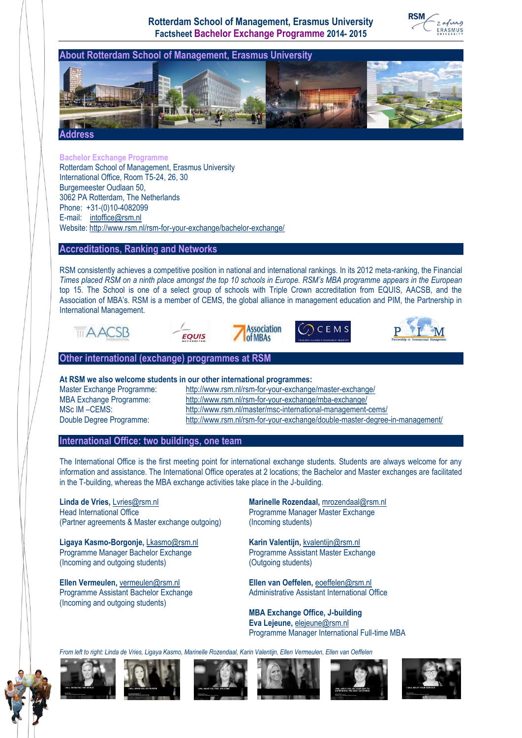# Rotterdam School of Management, Erasmus University

**Factsheet Bachelor Exchange Programme 2014- 2015**

## About Rotterdam School of Management, Erasmus University

## Address

**Bachelor Exchange Programme**
Rotterdam School of Management, Erasmus University
International Office, Room T5-24, 26, 30
Burgemeester Oudlaan 50,
3062 PA Rotterdam, The Netherlands
Phone: +31-(0)10-4082099
E-mail: intoffice@rsm.nl
Website: http://www.rsm.nl/rsm-for-your-exchange/bachelor-exchange/

## Accreditations, Ranking and Networks

RSM consistently achieves a competitive position in national and international rankings. In its 2012 meta-ranking, the Financial *Times placed RSM on a ninth place amongst the top 10 schools in Europe. RSM's MBA programme appears in the European* top 15. The School is one of a select group of schools with Triple Crown accreditation from EQUIS, AACSB, and the Association of MBA's. RSM is a member of CEMS, the global alliance in management education and PIM, the Partnership in International Management.

## Other international (exchange) programmes at RSM

**At RSM we also welcome students in our other international programmes:**

| | |
|---|---|
| Master Exchange Programme: | http://www.rsm.nl/rsm-for-your-exchange/master-exchange/ |
| MBA Exchange Programme: | http://www.rsm.nl/rsm-for-your-exchange/mba-exchange/ |
| MSc IM –CEMS: | http://www.rsm.nl/master/msc-international-management-cems/ |
| Double Degree Programme: | http://www.rsm.nl/rsm-for-your-exchange/double-master-degree-in-management/ |

## International Office: two buildings, one team

The International Office is the first meeting point for international exchange students. Students are always welcome for any information and assistance. The International Office operates at 2 locations; the Bachelor and Master exchanges are facilitated in the T-building, whereas the MBA exchange activities take place in the J-building.

**Linda de Vries,** Lvries@rsm.nl
Head International Office
(Partner agreements & Master exchange outgoing)

**Ligaya Kasmo-Borgonje,** Lkasmo@rsm.nl
Programme Manager Bachelor Exchange
(Incoming and outgoing students)

**Ellen Vermeulen,** vermeulen@rsm.nl
Programme Assistant Bachelor Exchange
(Incoming and outgoing students)

**Marinelle Rozendaal,** mrozendaal@rsm.nl
Programme Manager Master Exchange
(Incoming students)

**Karin Valentijn,** kvalentijn@rsm.nl
Programme Assistant Master Exchange
(Outgoing students)

**Ellen van Oeffelen,** eoeffelen@rsm.nl
Administrative Assistant International Office

**MBA Exchange Office, J-building**
**Eva Lejeune,** elejeune@rsm.nl
Programme Manager International Full-time MBA

*From left to right: Linda de Vries, Ligaya Kasmo, Marinelle Rozendaal, Karin Valentijn, Ellen Vermeulen, Ellen van Oeffelen*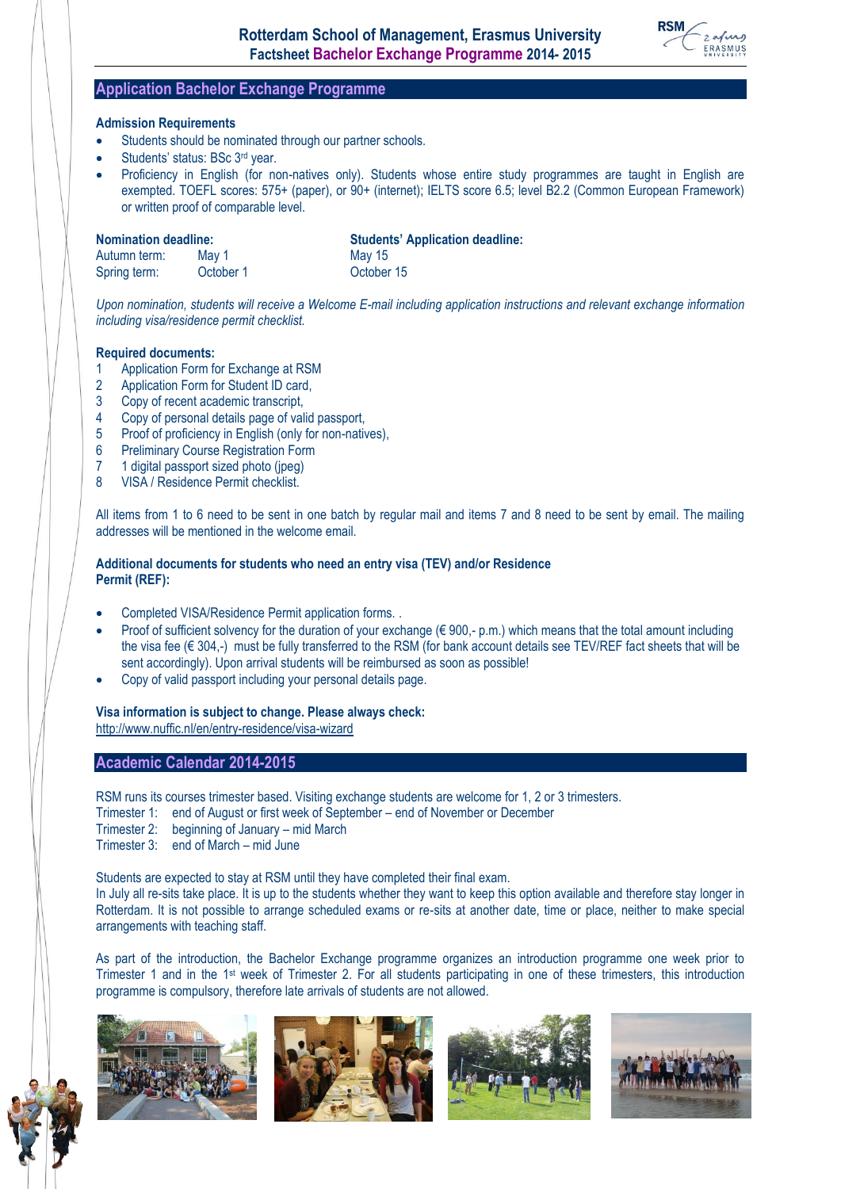## Application Bachelor Exchange Programme

**Admission Requirements**

- Students should be nominated through our partner schools.
- Students' status: BSc 3rd year.
- Proficiency in English (for non-natives only). Students whose entire study programmes are taught in English are exempted. TOEFL scores: 575+ (paper), or 90+ (internet); IELTS score 6.5; level B2.2 (Common European Framework) or written proof of comparable level.

| **Nomination deadline:** | | **Students' Application deadline:** |
|---|---|---|
| Autumn term: | May 1 | May 15 |
| Spring term: | October 1 | October 15 |

*Upon nomination, students will receive a Welcome E-mail including application instructions and relevant exchange information including visa/residence permit checklist.*

**Required documents:**

1. Application Form for Exchange at RSM
2. Application Form for Student ID card,
3. Copy of recent academic transcript,
4. Copy of personal details page of valid passport,
5. Proof of proficiency in English (only for non-natives),
6. Preliminary Course Registration Form
7. 1 digital passport sized photo (jpeg)
8. VISA / Residence Permit checklist.

All items from 1 to 6 need to be sent in one batch by regular mail and items 7 and 8 need to be sent by email. The mailing addresses will be mentioned in the welcome email.

**Additional documents for students who need an entry visa (TEV) and/or Residence Permit (REF):**

- Completed VISA/Residence Permit application forms. .
- Proof of sufficient solvency for the duration of your exchange (€ 900,- p.m.) which means that the total amount including the visa fee (€ 304,-) must be fully transferred to the RSM (for bank account details see TEV/REF fact sheets that will be sent accordingly). Upon arrival students will be reimbursed as soon as possible!
- Copy of valid passport including your personal details page.

**Visa information is subject to change. Please always check:**
http://www.nuffic.nl/en/entry-residence/visa-wizard

## Academic Calendar 2014-2015

RSM runs its courses trimester based. Visiting exchange students are welcome for 1, 2 or 3 trimesters.

Trimester 1: end of August or first week of September – end of November or December
Trimester 2: beginning of January – mid March
Trimester 3: end of March – mid June

Students are expected to stay at RSM until they have completed their final exam.
In July all re-sits take place. It is up to the students whether they want to keep this option available and therefore stay longer in Rotterdam. It is not possible to arrange scheduled exams or re-sits at another date, time or place, neither to make special arrangements with teaching staff.

As part of the introduction, the Bachelor Exchange programme organizes an introduction programme one week prior to Trimester 1 and in the 1st week of Trimester 2. For all students participating in one of these trimesters, this introduction programme is compulsory, therefore late arrivals of students are not allowed.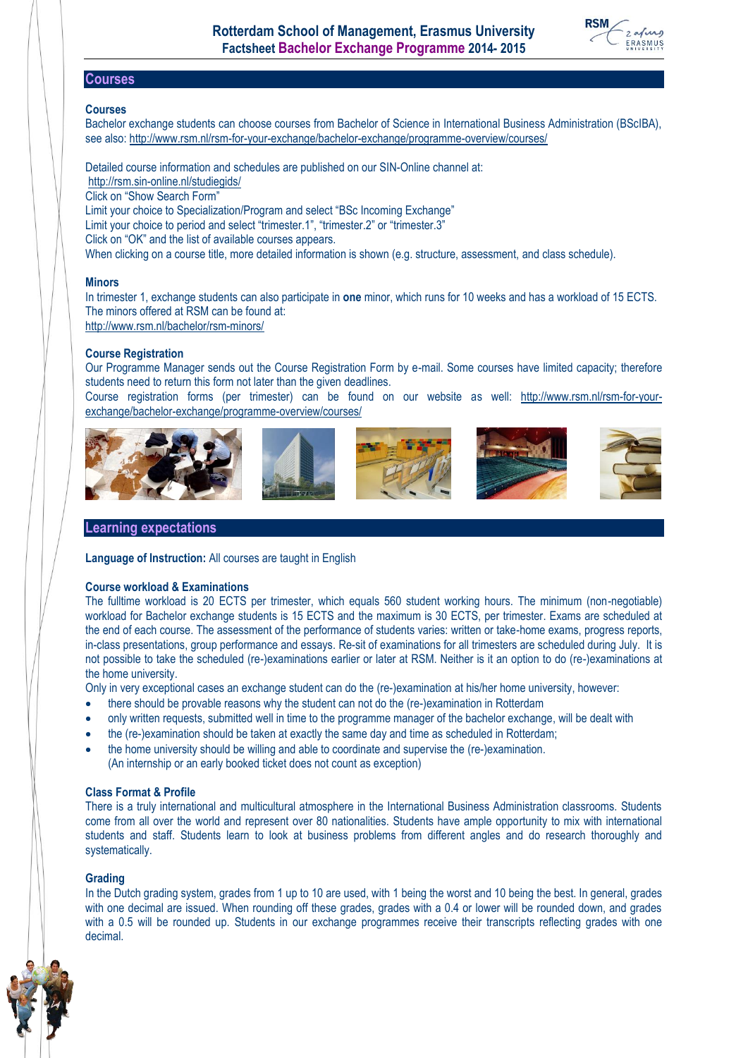## Courses

### Courses

Bachelor exchange students can choose courses from Bachelor of Science in International Business Administration (BScIBA), see also: http://www.rsm.nl/rsm-for-your-exchange/bachelor-exchange/programme-overview/courses/

Detailed course information and schedules are published on our SIN-Online channel at:
http://rsm.sin-online.nl/studiegids/
Click on "Show Search Form"
Limit your choice to Specialization/Program and select "BSc Incoming Exchange"
Limit your choice to period and select "trimester.1", "trimester.2" or "trimester.3"
Click on "OK" and the list of available courses appears.
When clicking on a course title, more detailed information is shown (e.g. structure, assessment, and class schedule).

### Minors

In trimester 1, exchange students can also participate in **one** minor, which runs for 10 weeks and has a workload of 15 ECTS. The minors offered at RSM can be found at:
http://www.rsm.nl/bachelor/rsm-minors/

### Course Registration

Our Programme Manager sends out the Course Registration Form by e-mail. Some courses have limited capacity; therefore students need to return this form not later than the given deadlines.
Course registration forms (per trimester) can be found on our website as well: http://www.rsm.nl/rsm-for-your-exchange/bachelor-exchange/programme-overview/courses/

## Learning expectations

**Language of Instruction:** All courses are taught in English

### Course workload & Examinations

The fulltime workload is 20 ECTS per trimester, which equals 560 student working hours. The minimum (non-negotiable) workload for Bachelor exchange students is 15 ECTS and the maximum is 30 ECTS, per trimester. Exams are scheduled at the end of each course. The assessment of the performance of students varies: written or take-home exams, progress reports, in-class presentations, group performance and essays. Re-sit of examinations for all trimesters are scheduled during July. It is not possible to take the scheduled (re-)examinations earlier or later at RSM. Neither is it an option to do (re-)examinations at the home university.

Only in very exceptional cases an exchange student can do the (re-)examination at his/her home university, however:

- there should be provable reasons why the student can not do the (re-)examination in Rotterdam
- only written requests, submitted well in time to the programme manager of the bachelor exchange, will be dealt with
- the (re-)examination should be taken at exactly the same day and time as scheduled in Rotterdam;
- the home university should be willing and able to coordinate and supervise the (re-)examination.
  (An internship or an early booked ticket does not count as exception)

### Class Format & Profile

There is a truly international and multicultural atmosphere in the International Business Administration classrooms. Students come from all over the world and represent over 80 nationalities. Students have ample opportunity to mix with international students and staff. Students learn to look at business problems from different angles and do research thoroughly and systematically.

### Grading

In the Dutch grading system, grades from 1 up to 10 are used, with 1 being the worst and 10 being the best. In general, grades with one decimal are issued. When rounding off these grades, grades with a 0.4 or lower will be rounded down, and grades with a 0.5 will be rounded up. Students in our exchange programmes receive their transcripts reflecting grades with one decimal.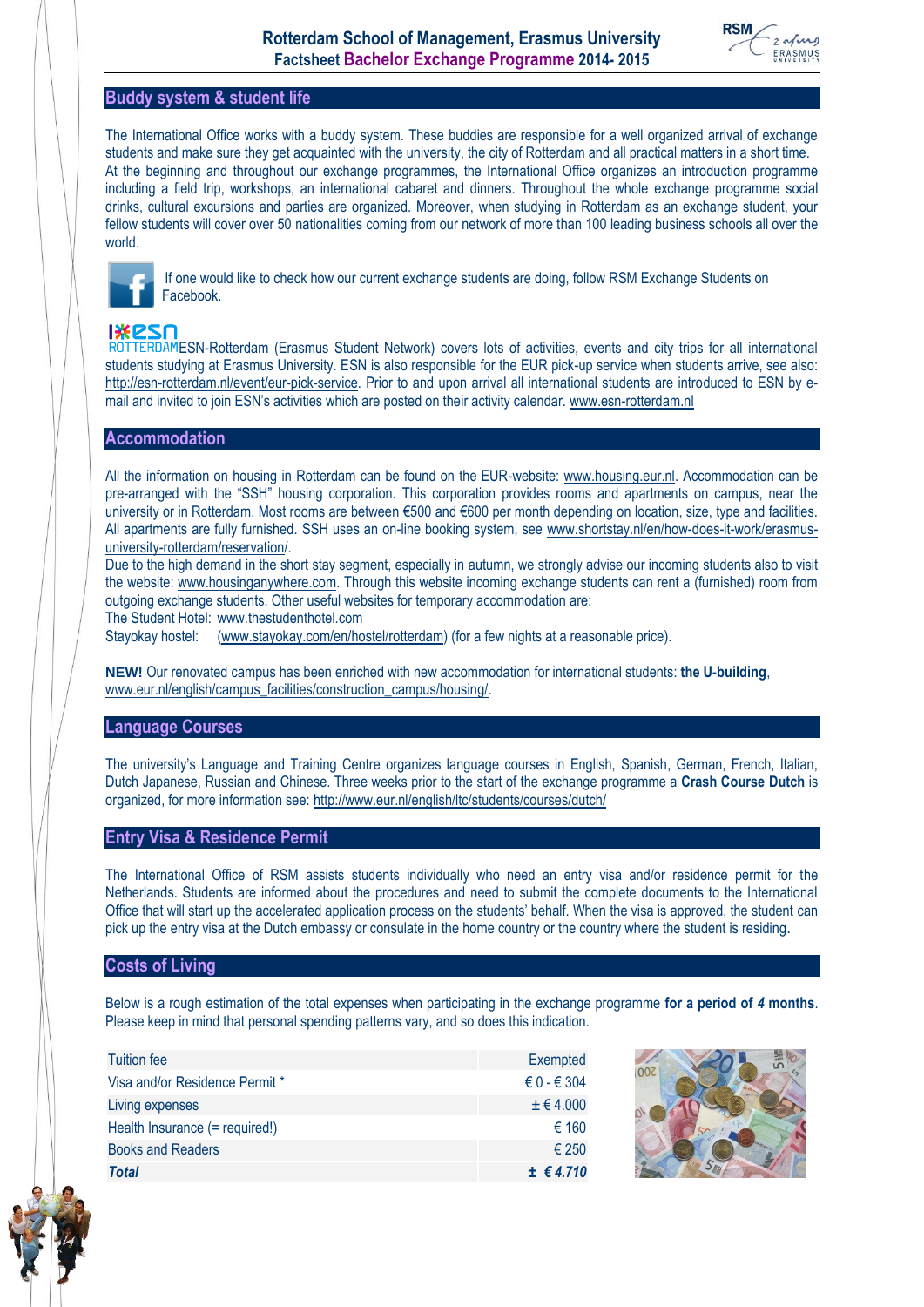## Buddy system & student life

The International Office works with a buddy system. These buddies are responsible for a well organized arrival of exchange students and make sure they get acquainted with the university, the city of Rotterdam and all practical matters in a short time. At the beginning and throughout our exchange programmes, the International Office organizes an introduction programme including a field trip, workshops, an international cabaret and dinners. Throughout the whole exchange programme social drinks, cultural excursions and parties are organized. Moreover, when studying in Rotterdam as an exchange student, your fellow students will cover over 50 nationalities coming from our network of more than 100 leading business schools all over the world.

If one would like to check how our current exchange students are doing, follow RSM Exchange Students on Facebook.

ESN-Rotterdam (Erasmus Student Network) covers lots of activities, events and city trips for all international students studying at Erasmus University. ESN is also responsible for the EUR pick-up service when students arrive, see also: http://esn-rotterdam.nl/event/eur-pick-service. Prior to and upon arrival all international students are introduced to ESN by e-mail and invited to join ESN's activities which are posted on their activity calendar. www.esn-rotterdam.nl

## Accommodation

All the information on housing in Rotterdam can be found on the EUR-website: www.housing.eur.nl. Accommodation can be pre-arranged with the "SSH" housing corporation. This corporation provides rooms and apartments on campus, near the university or in Rotterdam. Most rooms are between €500 and €600 per month depending on location, size, type and facilities. All apartments are fully furnished. SSH uses an on-line booking system, see www.shortstay.nl/en/how-does-it-work/erasmus-university-rotterdam/reservation/.

Due to the high demand in the short stay segment, especially in autumn, we strongly advise our incoming students also to visit the website: www.housinganywhere.com. Through this website incoming exchange students can rent a (furnished) room from outgoing exchange students. Other useful websites for temporary accommodation are:

The Student Hotel: www.thestudenthotel.com

Stayokay hostel: (www.stayokay.com/en/hostel/rotterdam) (for a few nights at a reasonable price).

**NEW!** Our renovated campus has been enriched with new accommodation for international students: **the U-building**, www.eur.nl/english/campus_facilities/construction_campus/housing/.

## Language Courses

The university's Language and Training Centre organizes language courses in English, Spanish, German, French, Italian, Dutch Japanese, Russian and Chinese. Three weeks prior to the start of the exchange programme a **Crash Course Dutch** is organized, for more information see: http://www.eur.nl/english/ltc/students/courses/dutch/

## Entry Visa & Residence Permit

The International Office of RSM assists students individually who need an entry visa and/or residence permit for the Netherlands. Students are informed about the procedures and need to submit the complete documents to the International Office that will start up the accelerated application process on the students' behalf. When the visa is approved, the student can pick up the entry visa at the Dutch embassy or consulate in the home country or the country where the student is residing.

## Costs of Living

Below is a rough estimation of the total expenses when participating in the exchange programme **for a period of *4* months**. Please keep in mind that personal spending patterns vary, and so does this indication.

| | |
|---|---|
| Tuition fee | Exempted |
| Visa and/or Residence Permit * | € 0 - € 304 |
| Living expenses | ± € 4.000 |
| Health Insurance (= required!) | € 160 |
| Books and Readers | € 250 |
| ***Total*** | ***± € 4.710*** |